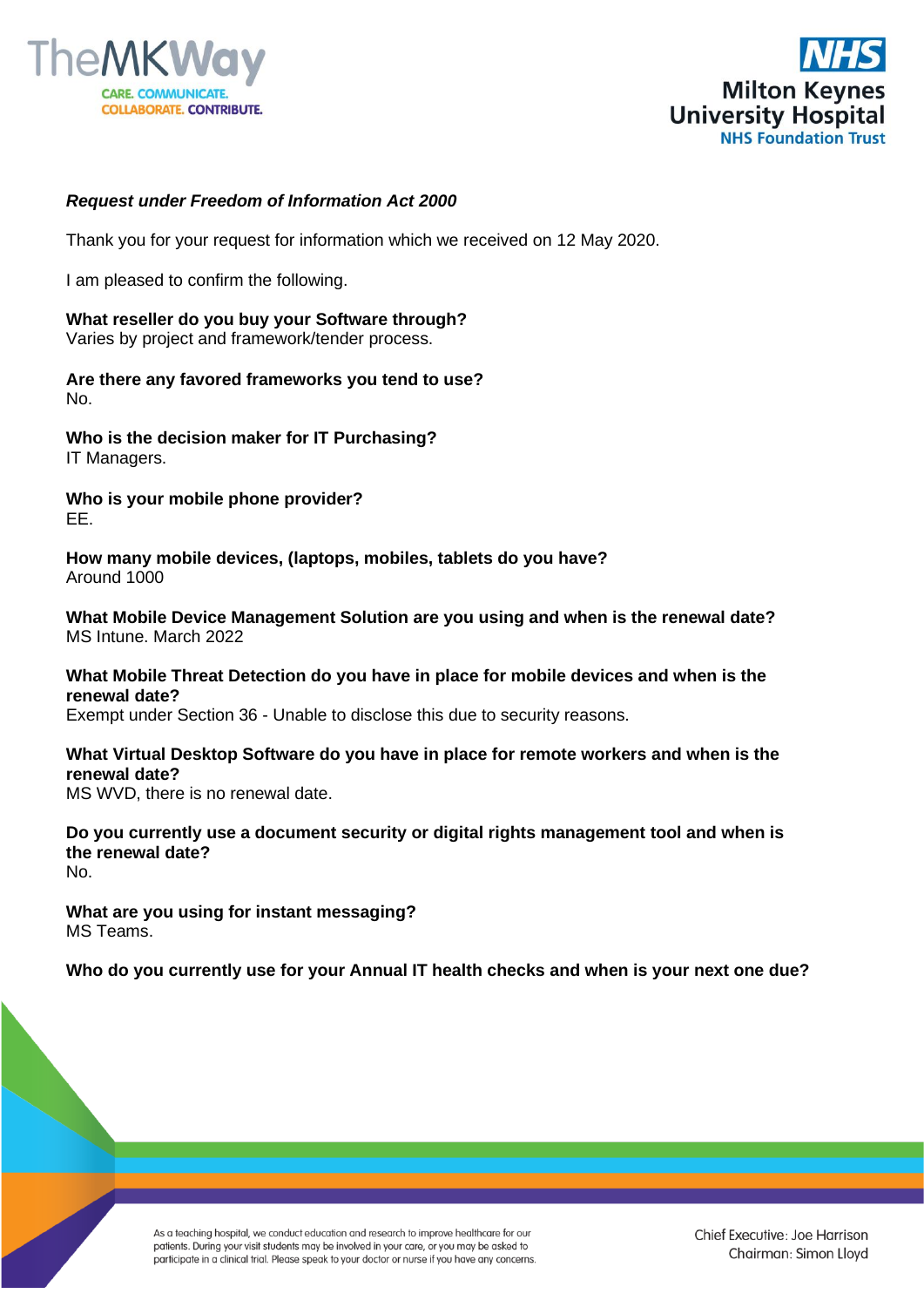***Request under Freedom of Information Act 2000***

Thank you for your request for information which we received on 12 May 2020.

I am pleased to confirm the following.

**What reseller do you buy your Software through?**
Varies by project and framework/tender process.

**Are there any favored frameworks you tend to use?**
No.

**Who is the decision maker for IT Purchasing?**
IT Managers.

**Who is your mobile phone provider?**
EE.

**How many mobile devices, (laptops, mobiles, tablets do you have?**
Around 1000

**What Mobile Device Management Solution are you using and when is the renewal date?**
MS Intune. March 2022

**What Mobile Threat Detection do you have in place for mobile devices and when is the renewal date?**
Exempt under Section 36 - Unable to disclose this due to security reasons.

**What Virtual Desktop Software do you have in place for remote workers and when is the renewal date?**
MS WVD, there is no renewal date.

**Do you currently use a document security or digital rights management tool and when is the renewal date?**
No.

**What are you using for instant messaging?**
MS Teams.

**Who do you currently use for your Annual IT health checks and when is your next one due?**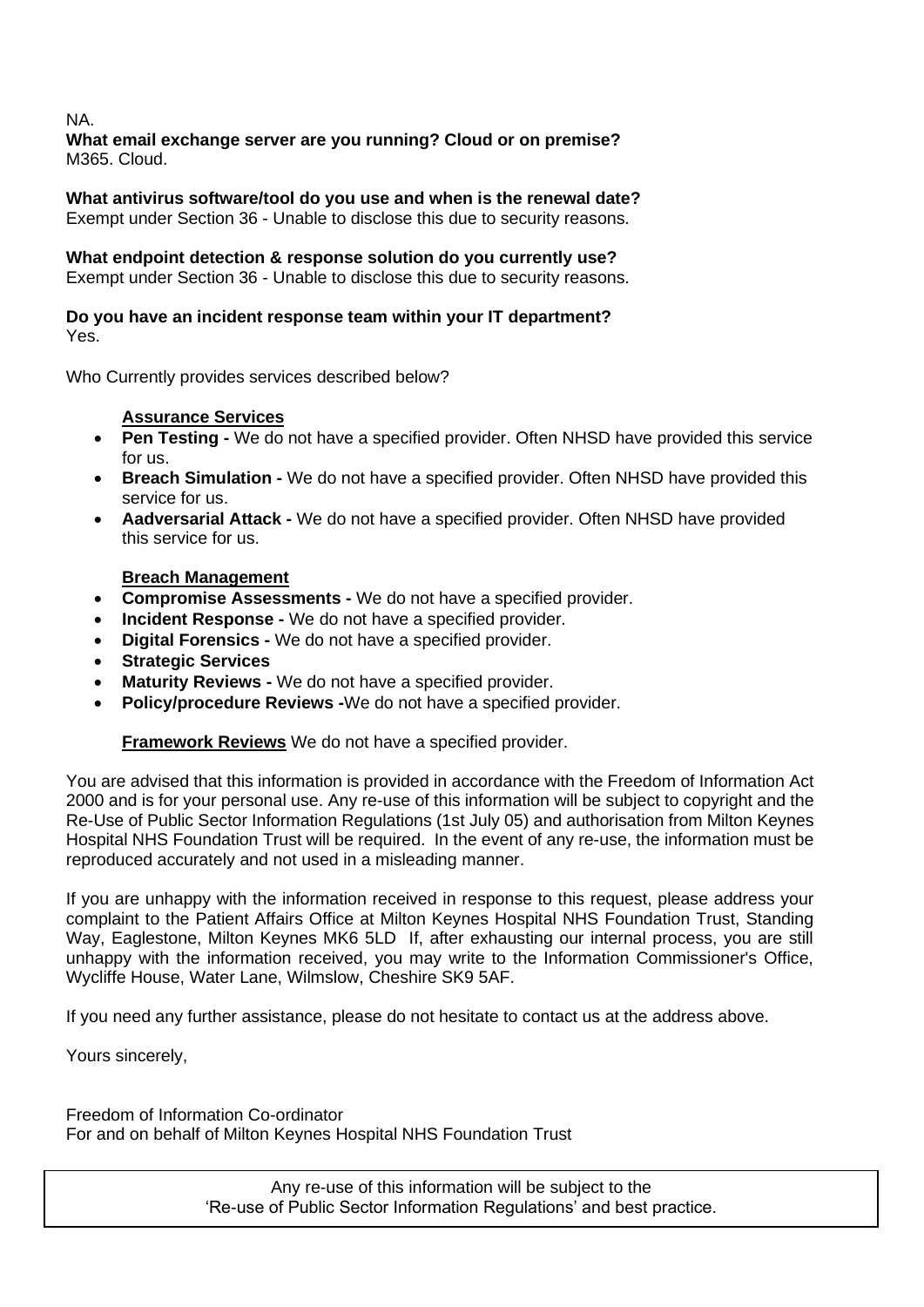NA.

**What email exchange server are you running? Cloud or on premise?**
M365. Cloud.

**What antivirus software/tool do you use and when is the renewal date?**
Exempt under Section 36 - Unable to disclose this due to security reasons.

**What endpoint detection & response solution do you currently use?**
Exempt under Section 36 - Unable to disclose this due to security reasons.

**Do you have an incident response team within your IT department?**
Yes.

Who Currently provides services described below?

**Assurance Services**

- **Pen Testing -** We do not have a specified provider. Often NHSD have provided this service for us.
- **Breach Simulation -** We do not have a specified provider. Often NHSD have provided this service for us.
- **Aadversarial Attack -** We do not have a specified provider. Often NHSD have provided this service for us.

**Breach Management**

- **Compromise Assessments -** We do not have a specified provider.
- **Incident Response -** We do not have a specified provider.
- **Digital Forensics -** We do not have a specified provider.
- **Strategic Services**
- **Maturity Reviews -** We do not have a specified provider.
- **Policy/procedure Reviews -**We do not have a specified provider.

**Framework Reviews** We do not have a specified provider.

You are advised that this information is provided in accordance with the Freedom of Information Act 2000 and is for your personal use. Any re-use of this information will be subject to copyright and the Re-Use of Public Sector Information Regulations (1st July 05) and authorisation from Milton Keynes Hospital NHS Foundation Trust will be required. In the event of any re-use, the information must be reproduced accurately and not used in a misleading manner.

If you are unhappy with the information received in response to this request, please address your complaint to the Patient Affairs Office at Milton Keynes Hospital NHS Foundation Trust, Standing Way, Eaglestone, Milton Keynes MK6 5LD If, after exhausting our internal process, you are still unhappy with the information received, you may write to the Information Commissioner's Office, Wycliffe House, Water Lane, Wilmslow, Cheshire SK9 5AF.

If you need any further assistance, please do not hesitate to contact us at the address above.

Yours sincerely,

Freedom of Information Co-ordinator
For and on behalf of Milton Keynes Hospital NHS Foundation Trust

Any re-use of this information will be subject to the 'Re-use of Public Sector Information Regulations' and best practice.